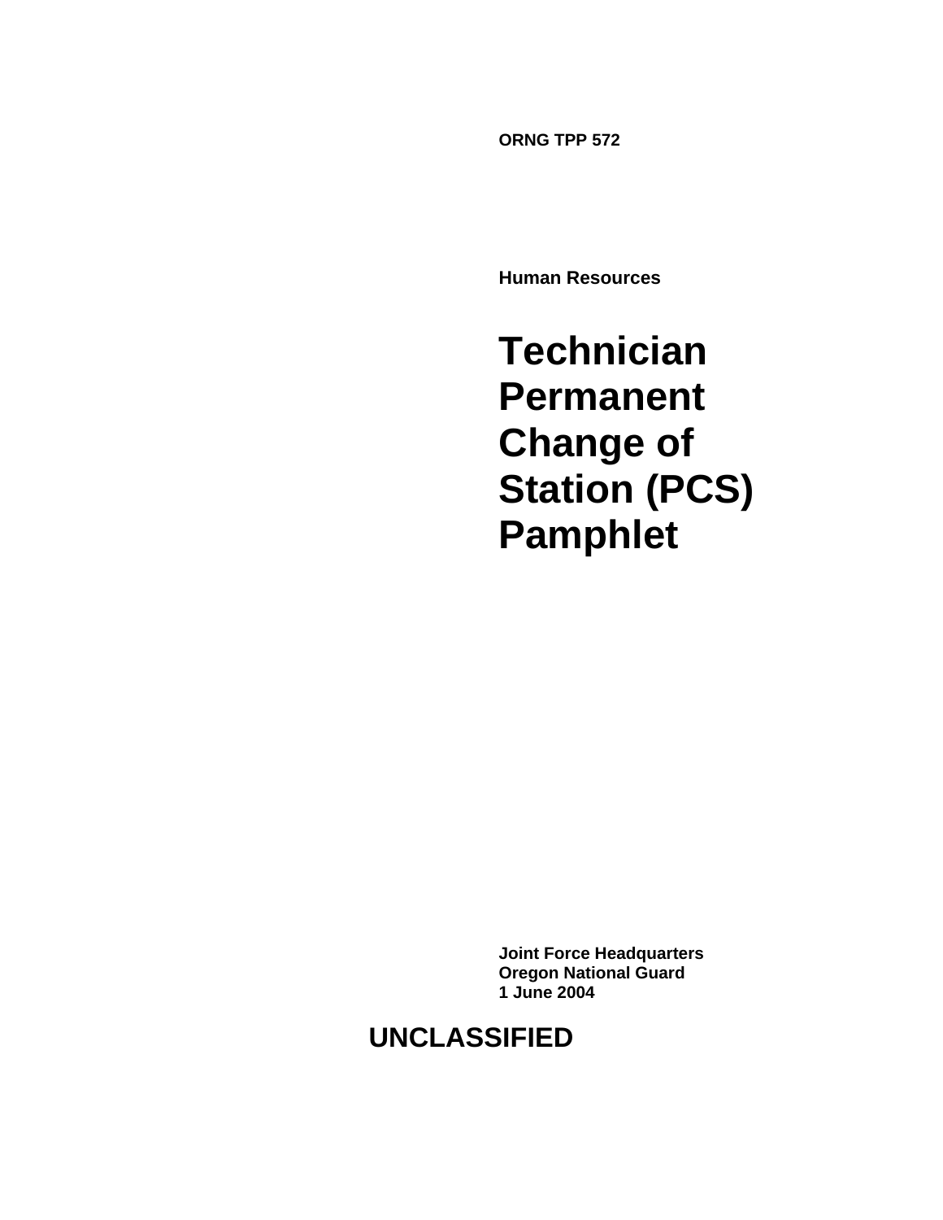**ORNG TPP 572**

**Human Resources**

# Technician Permanent Change of Station (PCS) Pamphlet

**Joint Force Headquarters**
**Oregon National Guard**
**1 June 2004**

**UNCLASSIFIED**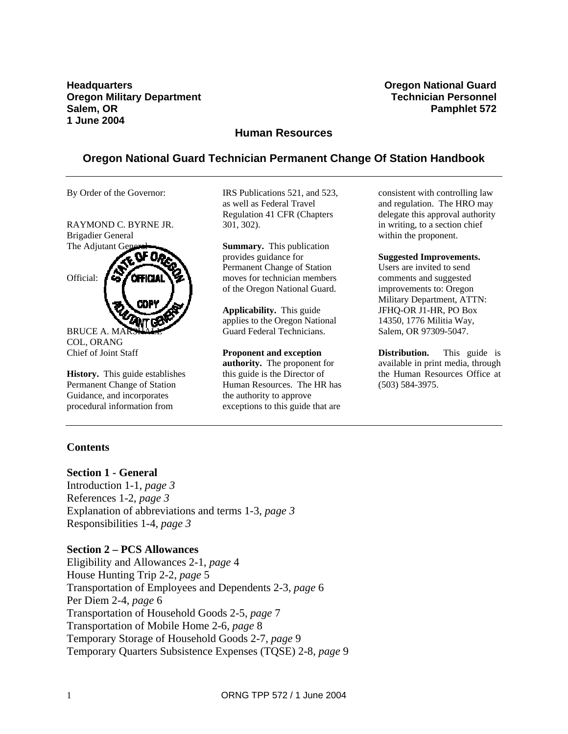**Headquarters**
**Oregon Military Department**
**Salem, OR**
**1 June 2004**

**Oregon National Guard**
**Technician Personnel**
**Pamphlet 572**

## Human Resources

# Oregon National Guard Technician Permanent Change Of Station Handbook

By Order of the Governor:

RAYMOND C. BYRNE JR.
Brigadier General
The Adjutant General

Official:

BRUCE A. MARSHALL
COL, ORANG
Chief of Joint Staff

**History.** This guide establishes Permanent Change of Station Guidance, and incorporates procedural information from IRS Publications 521, and 523, as well as Federal Travel Regulation 41 CFR (Chapters 301, 302).

**Summary.** This publication provides guidance for Permanent Change of Station moves for technician members of the Oregon National Guard.

**Applicability.** This guide applies to the Oregon National Guard Federal Technicians.

**Proponent and exception authority.** The proponent for this guide is the Director of Human Resources. The HR has the authority to approve exceptions to this guide that are consistent with controlling law and regulation. The HRO may delegate this approval authority in writing, to a section chief within the proponent.

**Suggested Improvements.** Users are invited to send comments and suggested improvements to: Oregon Military Department, ATTN: JFHQ-OR J1-HR, PO Box 14350, 1776 Militia Way, Salem, OR 97309-5047.

**Distribution.** This guide is available in print media, through the Human Resources Office at (503) 584-3975.

## Contents

### Section 1 - General

Introduction 1-1, *page 3*
References 1-2, *page 3*
Explanation of abbreviations and terms 1-3, *page 3*
Responsibilities 1-4, *page 3*

### Section 2 – PCS Allowances

Eligibility and Allowances 2-1, *page* 4
House Hunting Trip 2-2, *page* 5
Transportation of Employees and Dependents 2-3, *page* 6
Per Diem 2-4, *page* 6
Transportation of Household Goods 2-5, *page* 7
Transportation of Mobile Home 2-6, *page* 8
Temporary Storage of Household Goods 2-7, *page* 9
Temporary Quarters Subsistence Expenses (TQSE) 2-8, *page* 9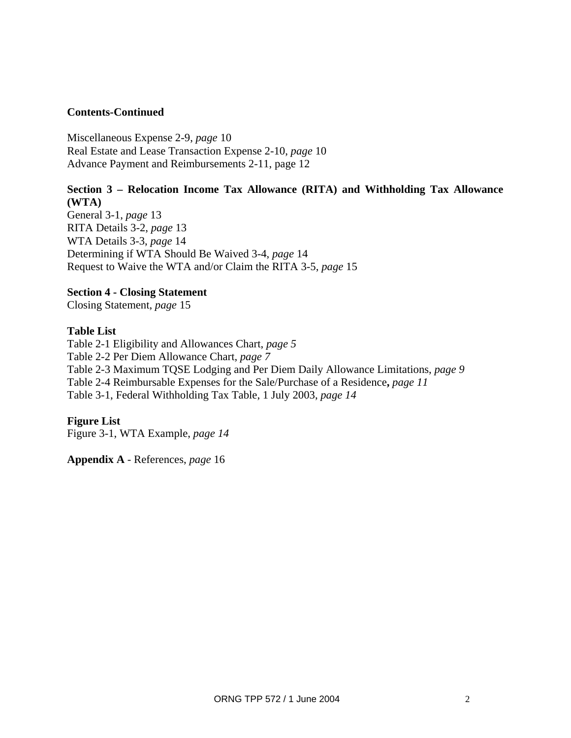**Contents-Continued**

Miscellaneous Expense 2-9, *page* 10
Real Estate and Lease Transaction Expense 2-10, *page* 10
Advance Payment and Reimbursements 2-11, page 12

**Section 3 – Relocation Income Tax Allowance (RITA) and Withholding Tax Allowance (WTA)**
General 3-1, *page* 13
RITA Details 3-2, *page* 13
WTA Details 3-3, *page* 14
Determining if WTA Should Be Waived 3-4, *page* 14
Request to Waive the WTA and/or Claim the RITA 3-5, *page* 15

**Section 4 - Closing Statement**
Closing Statement, *page* 15

**Table List**
Table 2-1 Eligibility and Allowances Chart, *page 5*
Table 2-2 Per Diem Allowance Chart, *page 7*
Table 2-3 Maximum TQSE Lodging and Per Diem Daily Allowance Limitations, *page 9*
Table 2-4 Reimbursable Expenses for the Sale/Purchase of a Residence**,** *page 11*
Table 3-1, Federal Withholding Tax Table, 1 July 2003, *page 14*

**Figure List**
Figure 3-1, WTA Example, *page 14*

**Appendix A** - References, *page* 16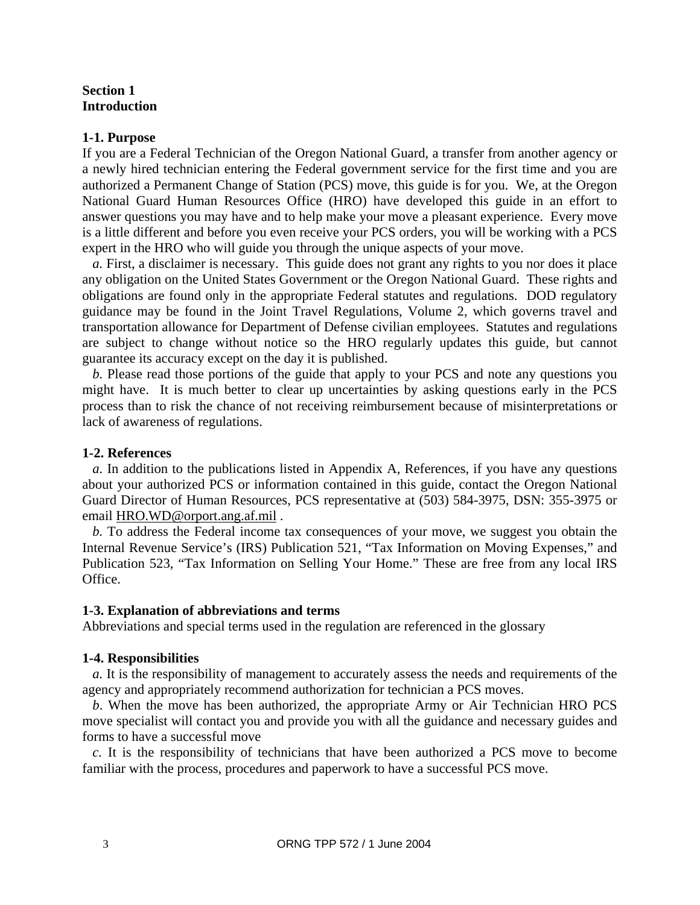# Section 1
# Introduction

## 1-1. Purpose

If you are a Federal Technician of the Oregon National Guard, a transfer from another agency or a newly hired technician entering the Federal government service for the first time and you are authorized a Permanent Change of Station (PCS) move, this guide is for you. We, at the Oregon National Guard Human Resources Office (HRO) have developed this guide in an effort to answer questions you may have and to help make your move a pleasant experience. Every move is a little different and before you even receive your PCS orders, you will be working with a PCS expert in the HRO who will guide you through the unique aspects of your move.

*a.* First, a disclaimer is necessary. This guide does not grant any rights to you nor does it place any obligation on the United States Government or the Oregon National Guard. These rights and obligations are found only in the appropriate Federal statutes and regulations. DOD regulatory guidance may be found in the Joint Travel Regulations, Volume 2, which governs travel and transportation allowance for Department of Defense civilian employees. Statutes and regulations are subject to change without notice so the HRO regularly updates this guide, but cannot guarantee its accuracy except on the day it is published.

*b.* Please read those portions of the guide that apply to your PCS and note any questions you might have. It is much better to clear up uncertainties by asking questions early in the PCS process than to risk the chance of not receiving reimbursement because of misinterpretations or lack of awareness of regulations.

## 1-2. References

*a.* In addition to the publications listed in Appendix A, References, if you have any questions about your authorized PCS or information contained in this guide, contact the Oregon National Guard Director of Human Resources, PCS representative at (503) 584-3975, DSN: 355-3975 or email HRO.WD@orport.ang.af.mil .

*b.* To address the Federal income tax consequences of your move, we suggest you obtain the Internal Revenue Service's (IRS) Publication 521, "Tax Information on Moving Expenses," and Publication 523, "Tax Information on Selling Your Home." These are free from any local IRS Office.

## 1-3. Explanation of abbreviations and terms

Abbreviations and special terms used in the regulation are referenced in the glossary

## 1-4. Responsibilities

*a.* It is the responsibility of management to accurately assess the needs and requirements of the agency and appropriately recommend authorization for technician a PCS moves.

*b*. When the move has been authorized, the appropriate Army or Air Technician HRO PCS move specialist will contact you and provide you with all the guidance and necessary guides and forms to have a successful move

*c.* It is the responsibility of technicians that have been authorized a PCS move to become familiar with the process, procedures and paperwork to have a successful PCS move.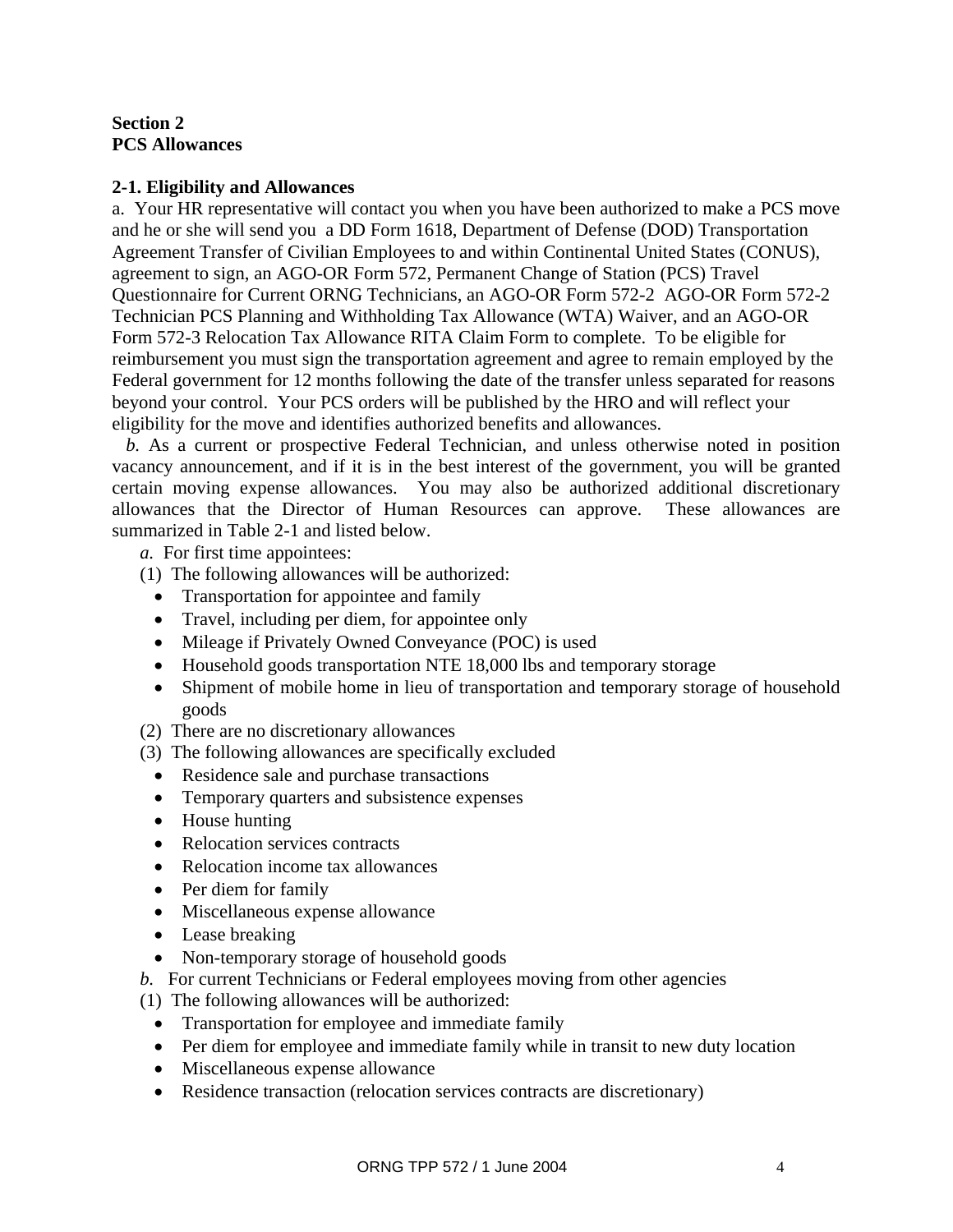**Section 2**
**PCS Allowances**

**2-1. Eligibility and Allowances**

a. Your HR representative will contact you when you have been authorized to make a PCS move and he or she will send you a DD Form 1618, Department of Defense (DOD) Transportation Agreement Transfer of Civilian Employees to and within Continental United States (CONUS), agreement to sign, an AGO-OR Form 572, Permanent Change of Station (PCS) Travel Questionnaire for Current ORNG Technicians, an AGO-OR Form 572-2 AGO-OR Form 572-2 Technician PCS Planning and Withholding Tax Allowance (WTA) Waiver, and an AGO-OR Form 572-3 Relocation Tax Allowance RITA Claim Form to complete. To be eligible for reimbursement you must sign the transportation agreement and agree to remain employed by the Federal government for 12 months following the date of the transfer unless separated for reasons beyond your control. Your PCS orders will be published by the HRO and will reflect your eligibility for the move and identifies authorized benefits and allowances.

*b.* As a current or prospective Federal Technician, and unless otherwise noted in position vacancy announcement, and if it is in the best interest of the government, you will be granted certain moving expense allowances. You may also be authorized additional discretionary allowances that the Director of Human Resources can approve. These allowances are summarized in Table 2-1 and listed below.

*a.* For first time appointees:

(1) The following allowances will be authorized:

- Transportation for appointee and family
- Travel, including per diem, for appointee only
- Mileage if Privately Owned Conveyance (POC) is used
- Household goods transportation NTE 18,000 lbs and temporary storage
- Shipment of mobile home in lieu of transportation and temporary storage of household goods

(2) There are no discretionary allowances

(3) The following allowances are specifically excluded

- Residence sale and purchase transactions
- Temporary quarters and subsistence expenses
- House hunting
- Relocation services contracts
- Relocation income tax allowances
- Per diem for family
- Miscellaneous expense allowance
- Lease breaking
- Non-temporary storage of household goods

*b.* For current Technicians or Federal employees moving from other agencies

(1) The following allowances will be authorized:

- Transportation for employee and immediate family
- Per diem for employee and immediate family while in transit to new duty location
- Miscellaneous expense allowance
- Residence transaction (relocation services contracts are discretionary)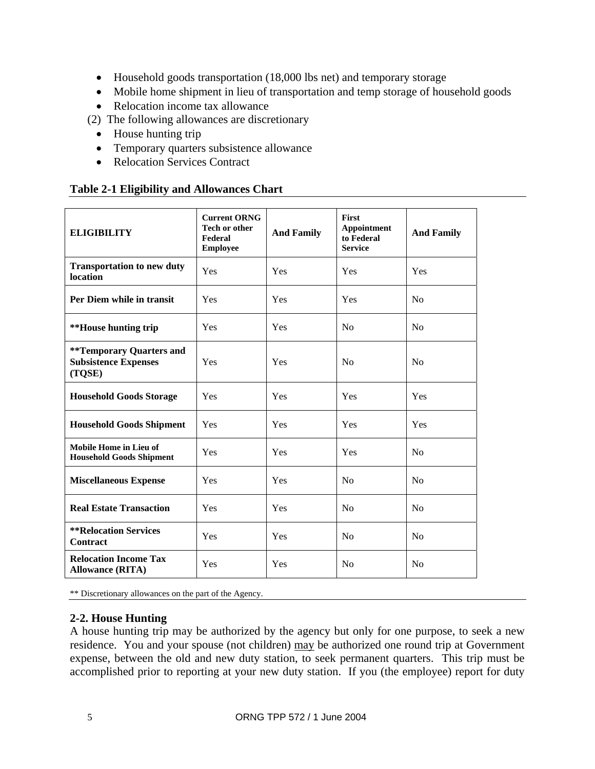- Household goods transportation (18,000 lbs net) and temporary storage
- Mobile home shipment in lieu of transportation and temp storage of household goods
- Relocation income tax allowance

(2) The following allowances are discretionary

- House hunting trip
- Temporary quarters subsistence allowance
- Relocation Services Contract

### Table 2-1 Eligibility and Allowances Chart

| ELIGIBILITY | Current ORNG Tech or other Federal Employee | And Family | First Appointment to Federal Service | And Family |
|---|---|---|---|---|
| **Transportation to new duty location** | Yes | Yes | Yes | Yes |
| **Per Diem while in transit** | Yes | Yes | Yes | No |
| **\*\*House hunting trip** | Yes | Yes | No | No |
| **\*\*Temporary Quarters and Subsistence Expenses (TQSE)** | Yes | Yes | No | No |
| **Household Goods Storage** | Yes | Yes | Yes | Yes |
| **Household Goods Shipment** | Yes | Yes | Yes | Yes |
| **Mobile Home in Lieu of Household Goods Shipment** | Yes | Yes | Yes | No |
| **Miscellaneous Expense** | Yes | Yes | No | No |
| **Real Estate Transaction** | Yes | Yes | No | No |
| **\*\*Relocation Services Contract** | Yes | Yes | No | No |
| **Relocation Income Tax Allowance (RITA)** | Yes | Yes | No | No |

** Discretionary allowances on the part of the Agency.

### 2-2. House Hunting

A house hunting trip may be authorized by the agency but only for one purpose, to seek a new residence. You and your spouse (not children) may be authorized one round trip at Government expense, between the old and new duty station, to seek permanent quarters. This trip must be accomplished prior to reporting at your new duty station. If you (the employee) report for duty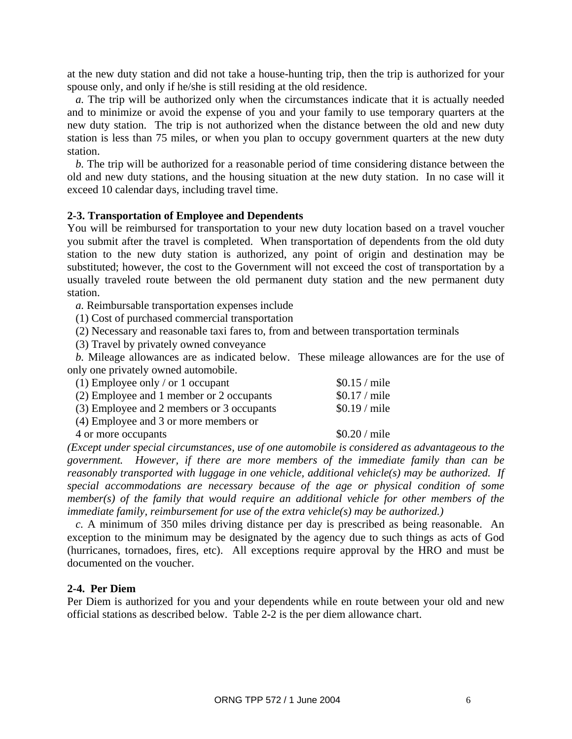at the new duty station and did not take a house-hunting trip, then the trip is authorized for your spouse only, and only if he/she is still residing at the old residence.

*a.* The trip will be authorized only when the circumstances indicate that it is actually needed and to minimize or avoid the expense of you and your family to use temporary quarters at the new duty station. The trip is not authorized when the distance between the old and new duty station is less than 75 miles, or when you plan to occupy government quarters at the new duty station.

*b.* The trip will be authorized for a reasonable period of time considering distance between the old and new duty stations, and the housing situation at the new duty station. In no case will it exceed 10 calendar days, including travel time.

### 2-3. Transportation of Employee and Dependents

You will be reimbursed for transportation to your new duty location based on a travel voucher you submit after the travel is completed. When transportation of dependents from the old duty station to the new duty station is authorized, any point of origin and destination may be substituted; however, the cost to the Government will not exceed the cost of transportation by a usually traveled route between the old permanent duty station and the new permanent duty station.

*a.* Reimbursable transportation expenses include

(1) Cost of purchased commercial transportation

(2) Necessary and reasonable taxi fares to, from and between transportation terminals

(3) Travel by privately owned conveyance

*b.* Mileage allowances are as indicated below. These mileage allowances are for the use of only one privately owned automobile.

| | |
|---|---|
| (1) Employee only / or 1 occupant | \$0.15 / mile |
| (2) Employee and 1 member or 2 occupants | \$0.17 / mile |
| (3) Employee and 2 members or 3 occupants | \$0.19 / mile |
| (4) Employee and 3 or more members or 4 or more occupants | \$0.20 / mile |

*(Except under special circumstances, use of one automobile is considered as advantageous to the government. However, if there are more members of the immediate family than can be reasonably transported with luggage in one vehicle, additional vehicle(s) may be authorized. If special accommodations are necessary because of the age or physical condition of some member(s) of the family that would require an additional vehicle for other members of the immediate family, reimbursement for use of the extra vehicle(s) may be authorized.)*

*c.* A minimum of 350 miles driving distance per day is prescribed as being reasonable. An exception to the minimum may be designated by the agency due to such things as acts of God (hurricanes, tornadoes, fires, etc). All exceptions require approval by the HRO and must be documented on the voucher.

### 2-4. Per Diem

Per Diem is authorized for you and your dependents while en route between your old and new official stations as described below. Table 2-2 is the per diem allowance chart.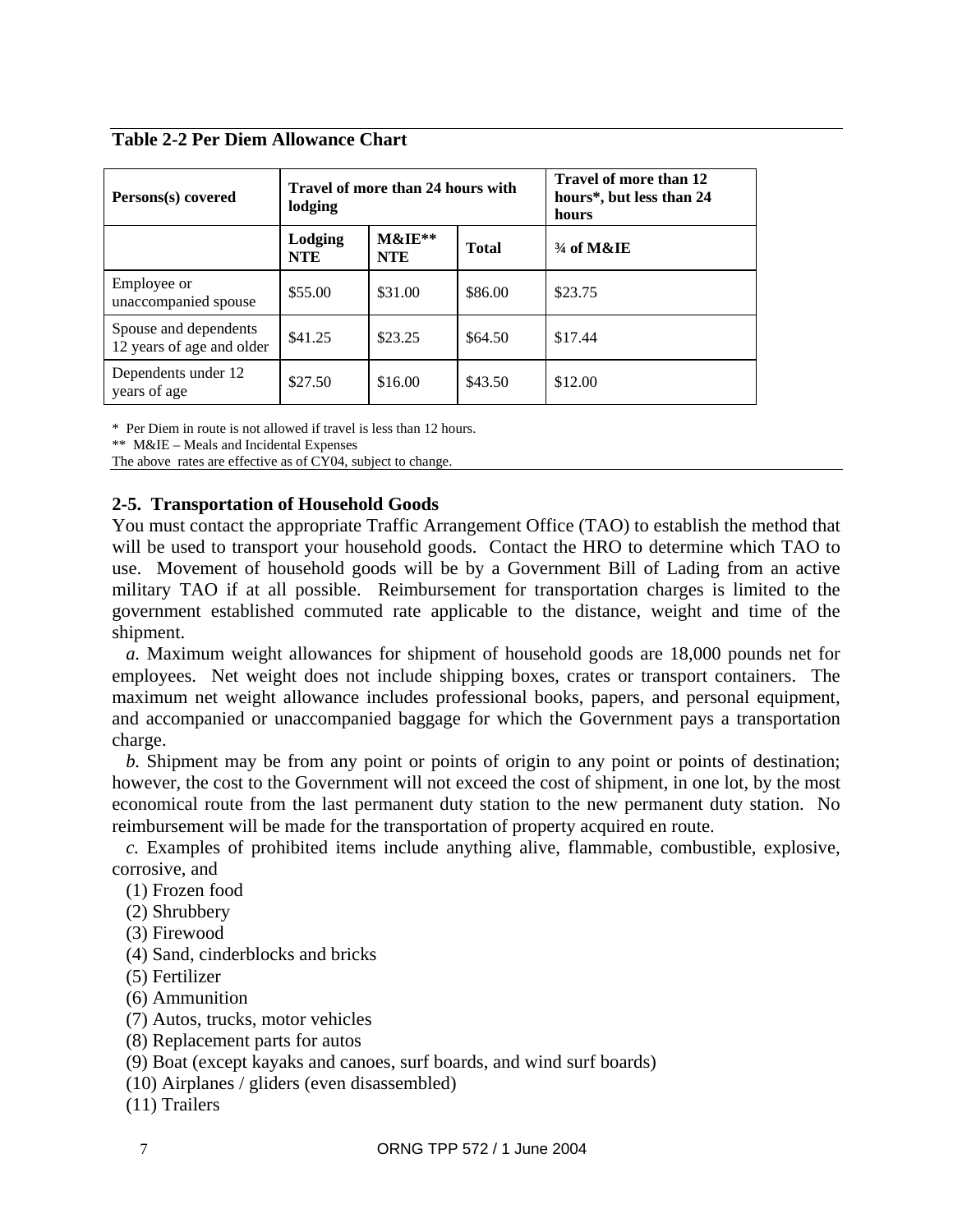**Table 2-2 Per Diem Allowance Chart**

| Persons(s) covered | Travel of more than 24 hours with lodging | | | Travel of more than 12 hours*, but less than 24 hours |
|---|---|---|---|---|
| | Lodging NTE | M&IE** NTE | Total | ¾ of M&IE |
| Employee or unaccompanied spouse | $55.00 | $31.00 | $86.00 | $23.75 |
| Spouse and dependents 12 years of age and older | $41.25 | $23.25 | $64.50 | $17.44 |
| Dependents under 12 years of age | $27.50 | $16.00 | $43.50 | $12.00 |

* Per Diem in route is not allowed if travel is less than 12 hours.
** M&IE – Meals and Incidental Expenses
The above rates are effective as of CY04, subject to change.

**2-5. Transportation of Household Goods**

You must contact the appropriate Traffic Arrangement Office (TAO) to establish the method that will be used to transport your household goods. Contact the HRO to determine which TAO to use. Movement of household goods will be by a Government Bill of Lading from an active military TAO if at all possible. Reimbursement for transportation charges is limited to the government established commuted rate applicable to the distance, weight and time of the shipment.

*a.* Maximum weight allowances for shipment of household goods are 18,000 pounds net for employees. Net weight does not include shipping boxes, crates or transport containers. The maximum net weight allowance includes professional books, papers, and personal equipment, and accompanied or unaccompanied baggage for which the Government pays a transportation charge.

*b.* Shipment may be from any point or points of origin to any point or points of destination; however, the cost to the Government will not exceed the cost of shipment, in one lot, by the most economical route from the last permanent duty station to the new permanent duty station. No reimbursement will be made for the transportation of property acquired en route.

*c.* Examples of prohibited items include anything alive, flammable, combustible, explosive, corrosive, and

(1) Frozen food
(2) Shrubbery
(3) Firewood
(4) Sand, cinderblocks and bricks
(5) Fertilizer
(6) Ammunition
(7) Autos, trucks, motor vehicles
(8) Replacement parts for autos
(9) Boat (except kayaks and canoes, surf boards, and wind surf boards)
(10) Airplanes / gliders (even disassembled)
(11) Trailers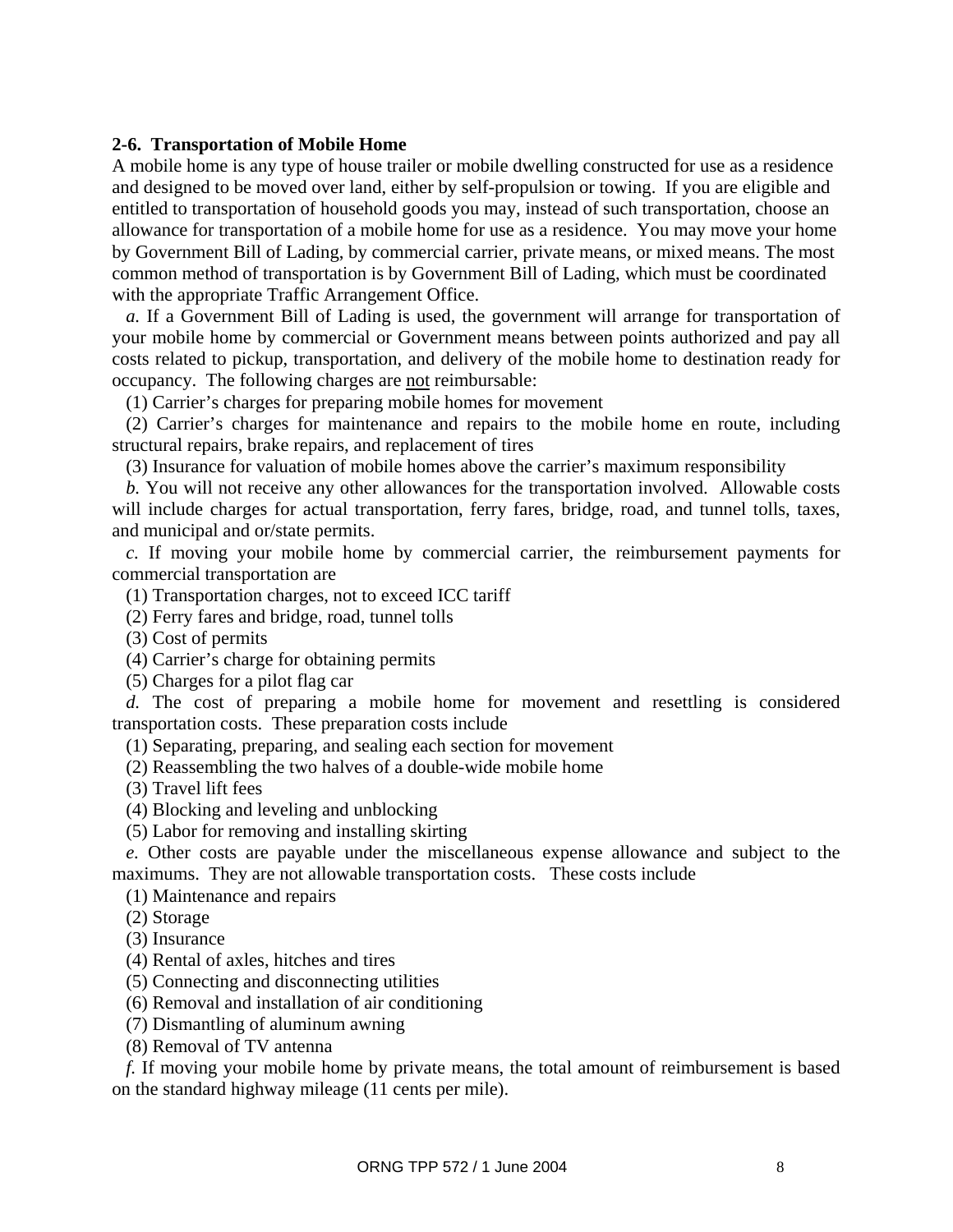### 2-6. Transportation of Mobile Home

A mobile home is any type of house trailer or mobile dwelling constructed for use as a residence and designed to be moved over land, either by self-propulsion or towing. If you are eligible and entitled to transportation of household goods you may, instead of such transportation, choose an allowance for transportation of a mobile home for use as a residence. You may move your home by Government Bill of Lading, by commercial carrier, private means, or mixed means. The most common method of transportation is by Government Bill of Lading, which must be coordinated with the appropriate Traffic Arrangement Office.

*a.* If a Government Bill of Lading is used, the government will arrange for transportation of your mobile home by commercial or Government means between points authorized and pay all costs related to pickup, transportation, and delivery of the mobile home to destination ready for occupancy. The following charges are <u>not</u> reimbursable:

(1) Carrier's charges for preparing mobile homes for movement

(2) Carrier's charges for maintenance and repairs to the mobile home en route, including structural repairs, brake repairs, and replacement of tires

(3) Insurance for valuation of mobile homes above the carrier's maximum responsibility

*b.* You will not receive any other allowances for the transportation involved. Allowable costs will include charges for actual transportation, ferry fares, bridge, road, and tunnel tolls, taxes, and municipal and or/state permits.

*c.* If moving your mobile home by commercial carrier, the reimbursement payments for commercial transportation are

(1) Transportation charges, not to exceed ICC tariff

(2) Ferry fares and bridge, road, tunnel tolls

(3) Cost of permits

(4) Carrier's charge for obtaining permits

(5) Charges for a pilot flag car

*d.* The cost of preparing a mobile home for movement and resettling is considered transportation costs. These preparation costs include

(1) Separating, preparing, and sealing each section for movement

(2) Reassembling the two halves of a double-wide mobile home

(3) Travel lift fees

(4) Blocking and leveling and unblocking

(5) Labor for removing and installing skirting

*e.* Other costs are payable under the miscellaneous expense allowance and subject to the maximums. They are not allowable transportation costs. These costs include

(1) Maintenance and repairs

(2) Storage

(3) Insurance

(4) Rental of axles, hitches and tires

(5) Connecting and disconnecting utilities

(6) Removal and installation of air conditioning

(7) Dismantling of aluminum awning

(8) Removal of TV antenna

*f.* If moving your mobile home by private means, the total amount of reimbursement is based on the standard highway mileage (11 cents per mile).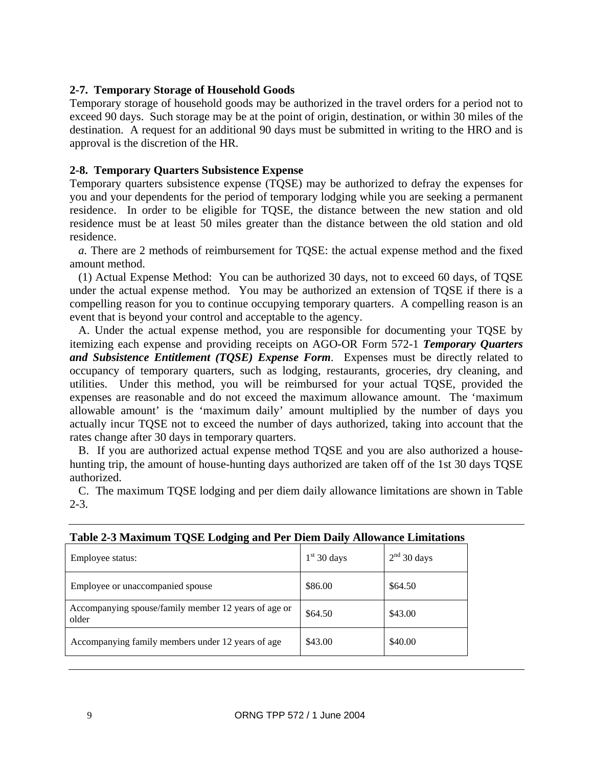### 2-7. Temporary Storage of Household Goods

Temporary storage of household goods may be authorized in the travel orders for a period not to exceed 90 days. Such storage may be at the point of origin, destination, or within 30 miles of the destination. A request for an additional 90 days must be submitted in writing to the HRO and is approval is the discretion of the HR.

### 2-8. Temporary Quarters Subsistence Expense

Temporary quarters subsistence expense (TQSE) may be authorized to defray the expenses for you and your dependents for the period of temporary lodging while you are seeking a permanent residence. In order to be eligible for TQSE, the distance between the new station and old residence must be at least 50 miles greater than the distance between the old station and old residence.

*a*. There are 2 methods of reimbursement for TQSE: the actual expense method and the fixed amount method.

(1) Actual Expense Method: You can be authorized 30 days, not to exceed 60 days, of TQSE under the actual expense method. You may be authorized an extension of TQSE if there is a compelling reason for you to continue occupying temporary quarters. A compelling reason is an event that is beyond your control and acceptable to the agency.

A. Under the actual expense method, you are responsible for documenting your TQSE by itemizing each expense and providing receipts on AGO-OR Form 572-1 ***Temporary Quarters and Subsistence Entitlement (TQSE) Expense Form***. Expenses must be directly related to occupancy of temporary quarters, such as lodging, restaurants, groceries, dry cleaning, and utilities. Under this method, you will be reimbursed for your actual TQSE, provided the expenses are reasonable and do not exceed the maximum allowance amount. The 'maximum allowable amount' is the 'maximum daily' amount multiplied by the number of days you actually incur TQSE not to exceed the number of days authorized, taking into account that the rates change after 30 days in temporary quarters.

B. If you are authorized actual expense method TQSE and you are also authorized a house-hunting trip, the amount of house-hunting days authorized are taken off of the 1st 30 days TQSE authorized.

C. The maximum TQSE lodging and per diem daily allowance limitations are shown in Table 2-3.

**Table 2-3 Maximum TQSE Lodging and Per Diem Daily Allowance Limitations**

| Employee status: | 1st 30 days | 2nd 30 days |
|---|---|---|
| Employee or unaccompanied spouse | $86.00 | $64.50 |
| Accompanying spouse/family member 12 years of age or older | $64.50 | $43.00 |
| Accompanying family members under 12 years of age | $43.00 | $40.00 |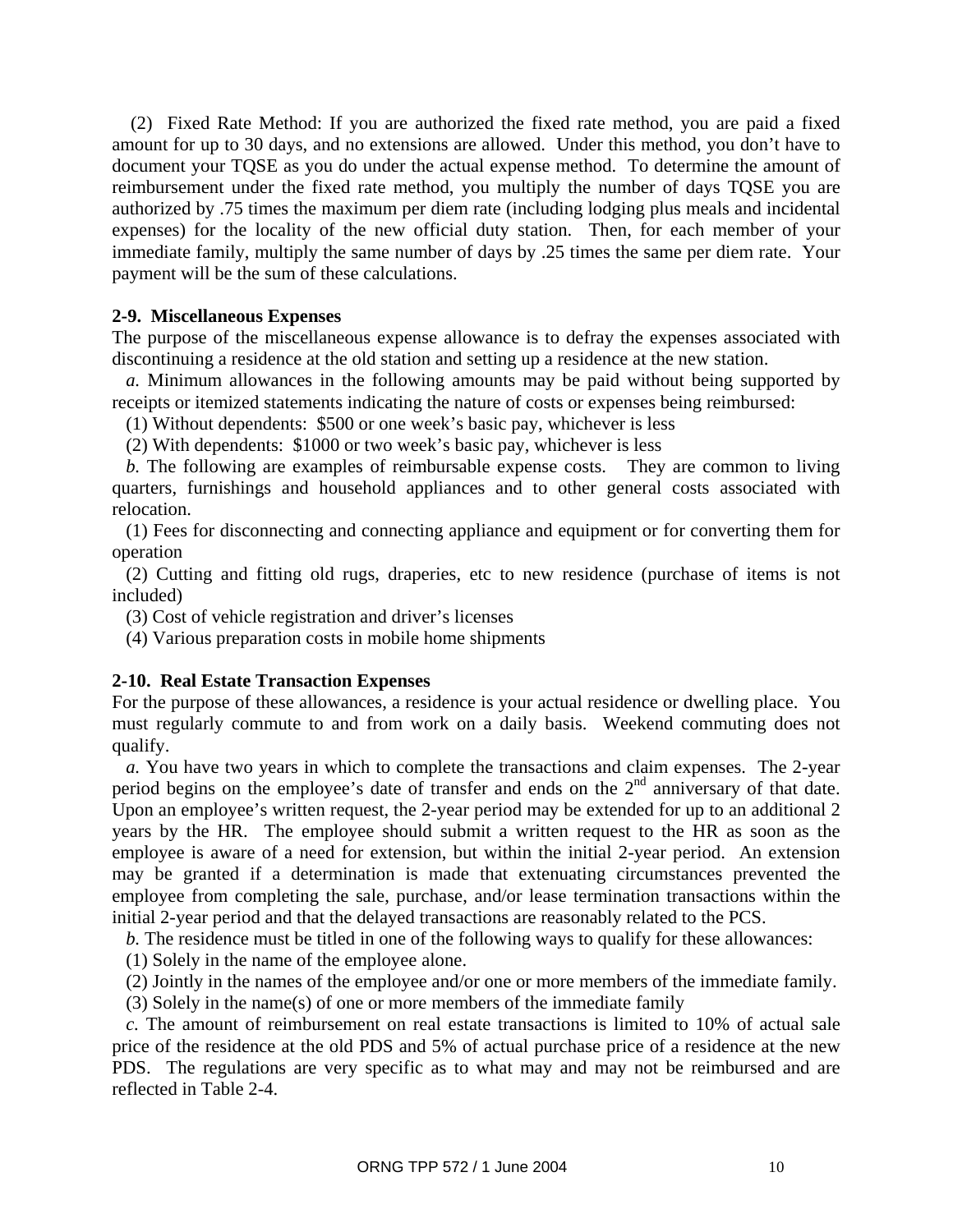(2) Fixed Rate Method: If you are authorized the fixed rate method, you are paid a fixed amount for up to 30 days, and no extensions are allowed. Under this method, you don't have to document your TQSE as you do under the actual expense method. To determine the amount of reimbursement under the fixed rate method, you multiply the number of days TQSE you are authorized by .75 times the maximum per diem rate (including lodging plus meals and incidental expenses) for the locality of the new official duty station. Then, for each member of your immediate family, multiply the same number of days by .25 times the same per diem rate. Your payment will be the sum of these calculations.

**2-9. Miscellaneous Expenses**

The purpose of the miscellaneous expense allowance is to defray the expenses associated with discontinuing a residence at the old station and setting up a residence at the new station.

*a.* Minimum allowances in the following amounts may be paid without being supported by receipts or itemized statements indicating the nature of costs or expenses being reimbursed:

(1) Without dependents: $500 or one week's basic pay, whichever is less

(2) With dependents: $1000 or two week's basic pay, whichever is less

*b.* The following are examples of reimbursable expense costs. They are common to living quarters, furnishings and household appliances and to other general costs associated with relocation.

(1) Fees for disconnecting and connecting appliance and equipment or for converting them for operation

(2) Cutting and fitting old rugs, draperies, etc to new residence (purchase of items is not included)

(3) Cost of vehicle registration and driver's licenses

(4) Various preparation costs in mobile home shipments

**2-10. Real Estate Transaction Expenses**

For the purpose of these allowances, a residence is your actual residence or dwelling place. You must regularly commute to and from work on a daily basis. Weekend commuting does not qualify.

*a.* You have two years in which to complete the transactions and claim expenses. The 2-year period begins on the employee's date of transfer and ends on the 2nd anniversary of that date. Upon an employee's written request, the 2-year period may be extended for up to an additional 2 years by the HR. The employee should submit a written request to the HR as soon as the employee is aware of a need for extension, but within the initial 2-year period. An extension may be granted if a determination is made that extenuating circumstances prevented the employee from completing the sale, purchase, and/or lease termination transactions within the initial 2-year period and that the delayed transactions are reasonably related to the PCS.

*b.* The residence must be titled in one of the following ways to qualify for these allowances:

(1) Solely in the name of the employee alone.

(2) Jointly in the names of the employee and/or one or more members of the immediate family.

(3) Solely in the name(s) of one or more members of the immediate family

*c.* The amount of reimbursement on real estate transactions is limited to 10% of actual sale price of the residence at the old PDS and 5% of actual purchase price of a residence at the new PDS. The regulations are very specific as to what may and may not be reimbursed and are reflected in Table 2-4.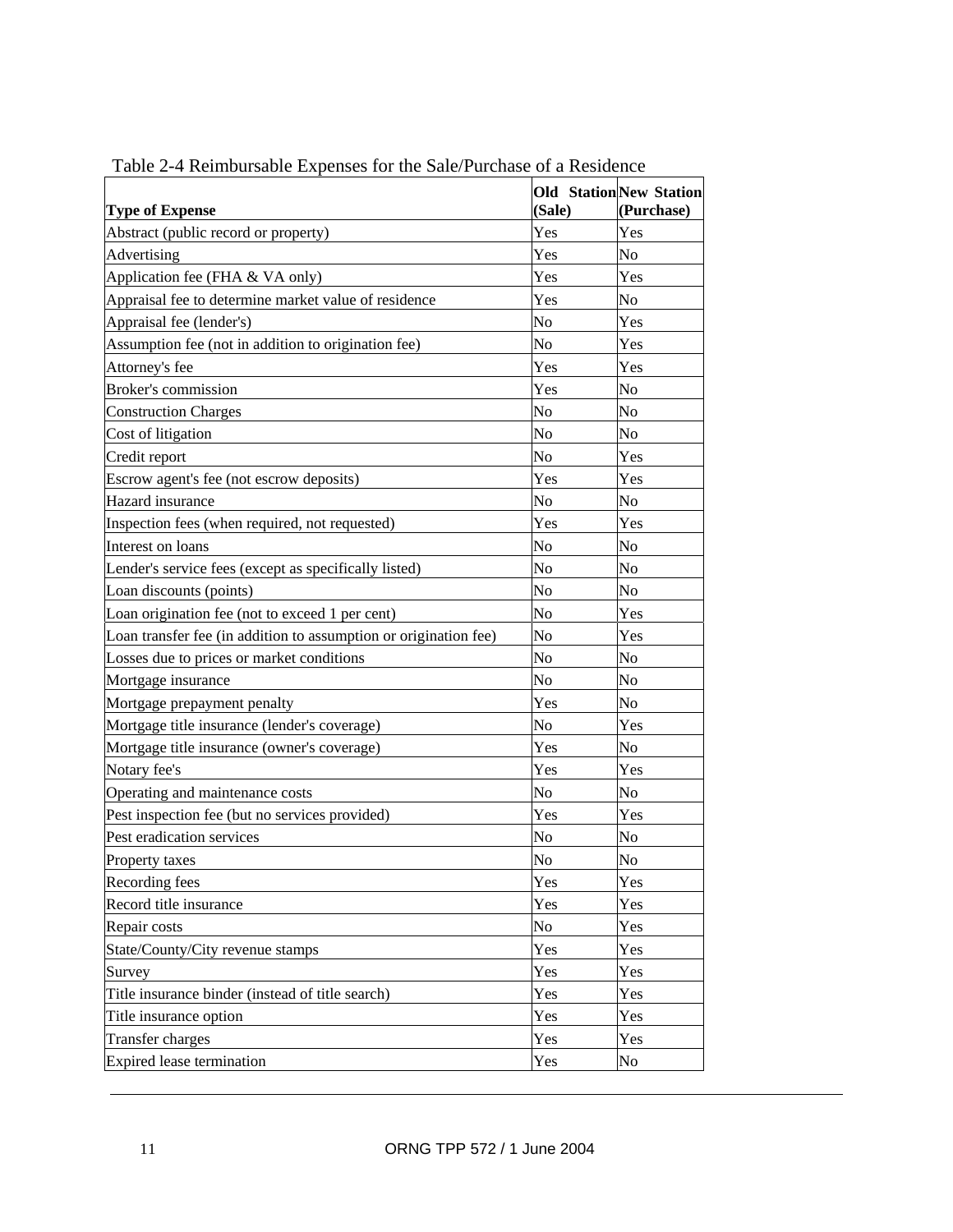Table 2-4 Reimbursable Expenses for the Sale/Purchase of a Residence

| Type of Expense | Old Station (Sale) | New Station (Purchase) |
|---|---|---|
| Abstract (public record or property) | Yes | Yes |
| Advertising | Yes | No |
| Application fee (FHA & VA only) | Yes | Yes |
| Appraisal fee to determine market value of residence | Yes | No |
| Appraisal fee (lender's) | No | Yes |
| Assumption fee (not in addition to origination fee) | No | Yes |
| Attorney's fee | Yes | Yes |
| Broker's commission | Yes | No |
| Construction Charges | No | No |
| Cost of litigation | No | No |
| Credit report | No | Yes |
| Escrow agent's fee (not escrow deposits) | Yes | Yes |
| Hazard insurance | No | No |
| Inspection fees (when required, not requested) | Yes | Yes |
| Interest on loans | No | No |
| Lender's service fees (except as specifically listed) | No | No |
| Loan discounts (points) | No | No |
| Loan origination fee (not to exceed 1 per cent) | No | Yes |
| Loan transfer fee (in addition to assumption or origination fee) | No | Yes |
| Losses due to prices or market conditions | No | No |
| Mortgage insurance | No | No |
| Mortgage prepayment penalty | Yes | No |
| Mortgage title insurance (lender's coverage) | No | Yes |
| Mortgage title insurance (owner's coverage) | Yes | No |
| Notary fee's | Yes | Yes |
| Operating and maintenance costs | No | No |
| Pest inspection fee (but no services provided) | Yes | Yes |
| Pest eradication services | No | No |
| Property taxes | No | No |
| Recording fees | Yes | Yes |
| Record title insurance | Yes | Yes |
| Repair costs | No | Yes |
| State/County/City revenue stamps | Yes | Yes |
| Survey | Yes | Yes |
| Title insurance binder (instead of title search) | Yes | Yes |
| Title insurance option | Yes | Yes |
| Transfer charges | Yes | Yes |
| Expired lease termination | Yes | No |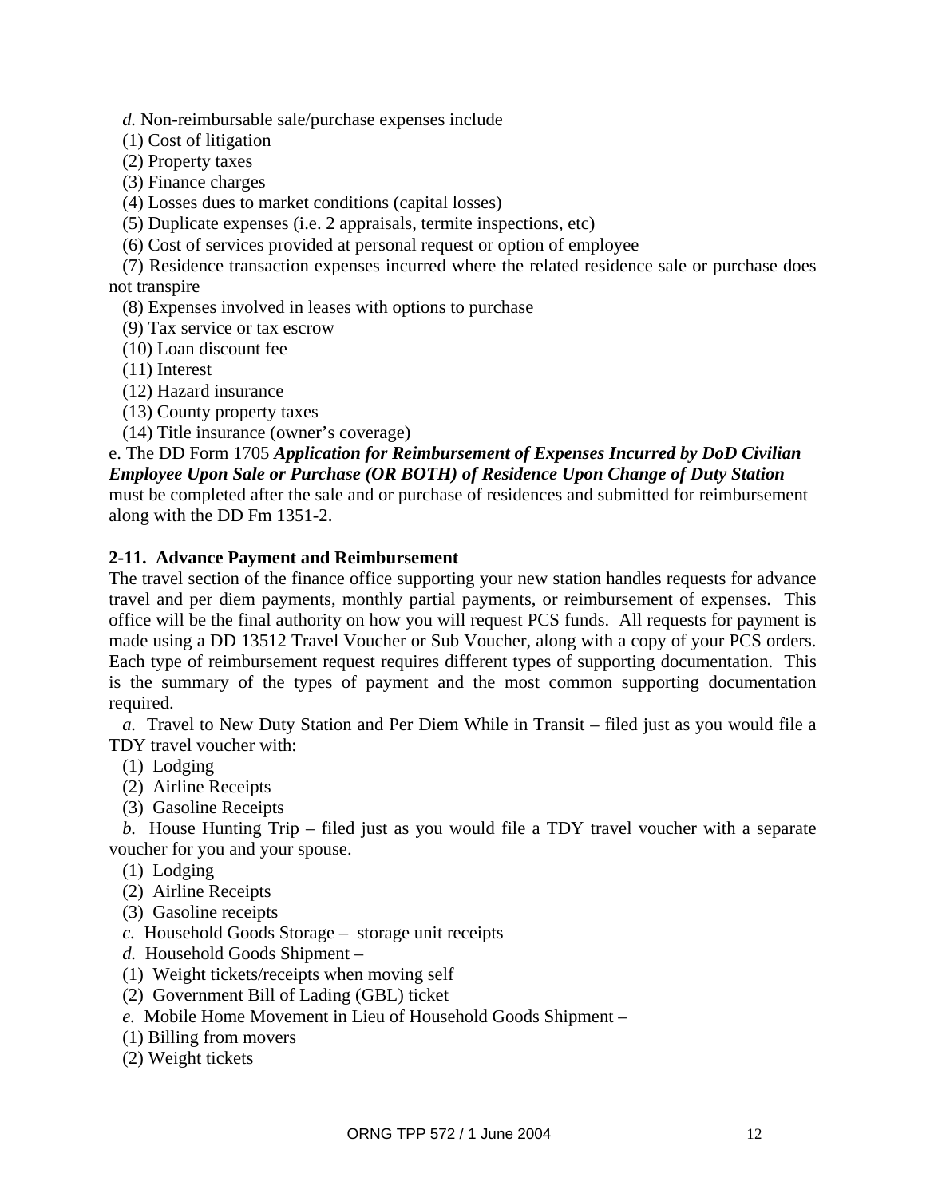*d.* Non-reimbursable sale/purchase expenses include

(1) Cost of litigation

(2) Property taxes

(3) Finance charges

(4) Losses dues to market conditions (capital losses)

(5) Duplicate expenses (i.e. 2 appraisals, termite inspections, etc)

(6) Cost of services provided at personal request or option of employee

(7) Residence transaction expenses incurred where the related residence sale or purchase does not transpire

(8) Expenses involved in leases with options to purchase

(9) Tax service or tax escrow

(10) Loan discount fee

(11) Interest

(12) Hazard insurance

(13) County property taxes

(14) Title insurance (owner's coverage)

e. The DD Form 1705 ***Application for Reimbursement of Expenses Incurred by DoD Civilian Employee Upon Sale or Purchase (OR BOTH) of Residence Upon Change of Duty Station*** must be completed after the sale and or purchase of residences and submitted for reimbursement along with the DD Fm 1351-2.

**2-11. Advance Payment and Reimbursement**

The travel section of the finance office supporting your new station handles requests for advance travel and per diem payments, monthly partial payments, or reimbursement of expenses. This office will be the final authority on how you will request PCS funds. All requests for payment is made using a DD 13512 Travel Voucher or Sub Voucher, along with a copy of your PCS orders. Each type of reimbursement request requires different types of supporting documentation. This is the summary of the types of payment and the most common supporting documentation required.

*a.* Travel to New Duty Station and Per Diem While in Transit – filed just as you would file a TDY travel voucher with:

(1) Lodging

(2) Airline Receipts

(3) Gasoline Receipts

*b.* House Hunting Trip – filed just as you would file a TDY travel voucher with a separate voucher for you and your spouse.

(1) Lodging

(2) Airline Receipts

(3) Gasoline receipts

*c.* Household Goods Storage – storage unit receipts

*d.* Household Goods Shipment –

(1) Weight tickets/receipts when moving self

(2) Government Bill of Lading (GBL) ticket

*e.* Mobile Home Movement in Lieu of Household Goods Shipment –

(1) Billing from movers

(2) Weight tickets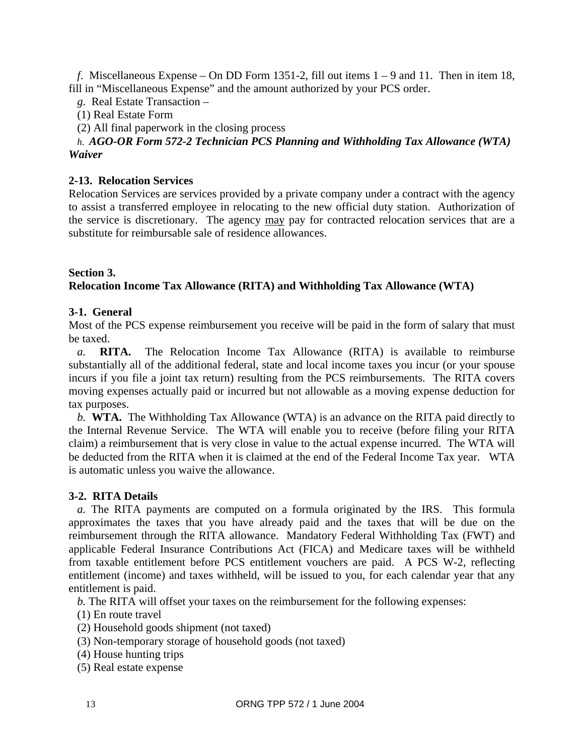*f*. Miscellaneous Expense – On DD Form 1351-2, fill out items 1 – 9 and 11. Then in item 18, fill in "Miscellaneous Expense" and the amount authorized by your PCS order.

*g*. Real Estate Transaction –

(1) Real Estate Form

(2) All final paperwork in the closing process

*h*. ***AGO-OR Form 572-2 Technician PCS Planning and Withholding Tax Allowance (WTA) Waiver***

**2-13. Relocation Services**

Relocation Services are services provided by a private company under a contract with the agency to assist a transferred employee in relocating to the new official duty station. Authorization of the service is discretionary. The agency <u>may</u> pay for contracted relocation services that are a substitute for reimbursable sale of residence allowances.

## Section 3.
## Relocation Income Tax Allowance (RITA) and Withholding Tax Allowance (WTA)

**3-1. General**

Most of the PCS expense reimbursement you receive will be paid in the form of salary that must be taxed.

*a*. **RITA.** The Relocation Income Tax Allowance (RITA) is available to reimburse substantially all of the additional federal, state and local income taxes you incur (or your spouse incurs if you file a joint tax return) resulting from the PCS reimbursements. The RITA covers moving expenses actually paid or incurred but not allowable as a moving expense deduction for tax purposes.

*b*. **WTA.** The Withholding Tax Allowance (WTA) is an advance on the RITA paid directly to the Internal Revenue Service. The WTA will enable you to receive (before filing your RITA claim) a reimbursement that is very close in value to the actual expense incurred. The WTA will be deducted from the RITA when it is claimed at the end of the Federal Income Tax year. WTA is automatic unless you waive the allowance.

**3-2. RITA Details**

*a*. The RITA payments are computed on a formula originated by the IRS. This formula approximates the taxes that you have already paid and the taxes that will be due on the reimbursement through the RITA allowance. Mandatory Federal Withholding Tax (FWT) and applicable Federal Insurance Contributions Act (FICA) and Medicare taxes will be withheld from taxable entitlement before PCS entitlement vouchers are paid. A PCS W-2, reflecting entitlement (income) and taxes withheld, will be issued to you, for each calendar year that any entitlement is paid.

*b*. The RITA will offset your taxes on the reimbursement for the following expenses:

(1) En route travel

(2) Household goods shipment (not taxed)

(3) Non-temporary storage of household goods (not taxed)

(4) House hunting trips

(5) Real estate expense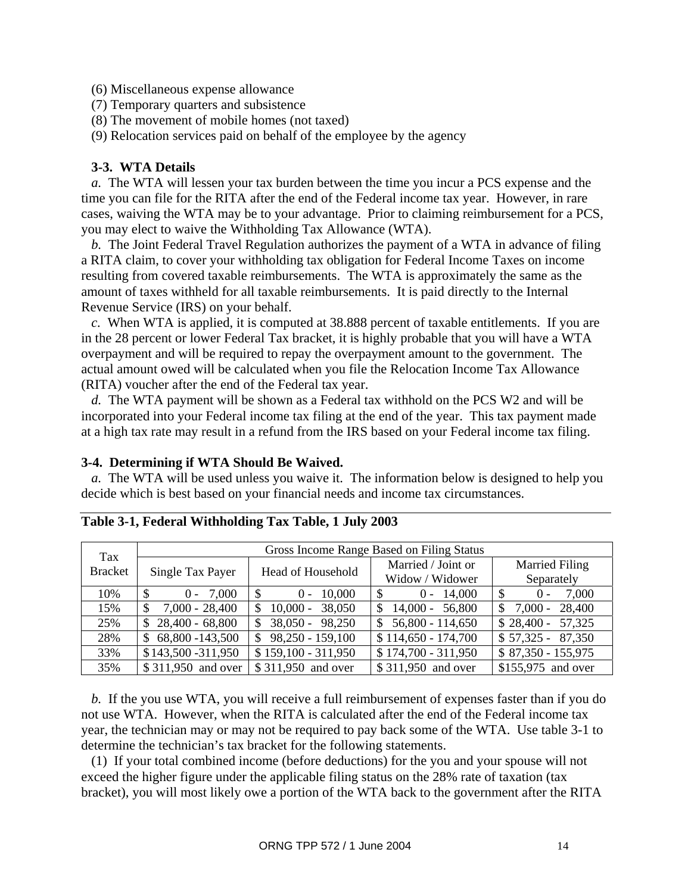(6) Miscellaneous expense allowance
(7) Temporary quarters and subsistence
(8) The movement of mobile homes (not taxed)
(9) Relocation services paid on behalf of the employee by the agency

**3-3. WTA Details**

*a.* The WTA will lessen your tax burden between the time you incur a PCS expense and the time you can file for the RITA after the end of the Federal income tax year. However, in rare cases, waiving the WTA may be to your advantage. Prior to claiming reimbursement for a PCS, you may elect to waive the Withholding Tax Allowance (WTA).

*b.* The Joint Federal Travel Regulation authorizes the payment of a WTA in advance of filing a RITA claim, to cover your withholding tax obligation for Federal Income Taxes on income resulting from covered taxable reimbursements. The WTA is approximately the same as the amount of taxes withheld for all taxable reimbursements. It is paid directly to the Internal Revenue Service (IRS) on your behalf.

*c.* When WTA is applied, it is computed at 38.888 percent of taxable entitlements. If you are in the 28 percent or lower Federal Tax bracket, it is highly probable that you will have a WTA overpayment and will be required to repay the overpayment amount to the government. The actual amount owed will be calculated when you file the Relocation Income Tax Allowance (RITA) voucher after the end of the Federal tax year.

*d.* The WTA payment will be shown as a Federal tax withhold on the PCS W2 and will be incorporated into your Federal income tax filing at the end of the year. This tax payment made at a high tax rate may result in a refund from the IRS based on your Federal income tax filing.

**3-4. Determining if WTA Should Be Waived.**

*a.* The WTA will be used unless you waive it. The information below is designed to help you decide which is best based on your financial needs and income tax circumstances.

**Table 3-1, Federal Withholding Tax Table, 1 July 2003**

| Tax Bracket | Gross Income Range Based on Filing Status | | | |
|---|---|---|---|---|
| | Single Tax Payer | Head of Household | Married / Joint or Widow / Widower | Married Filing Separately |
| 10% | $ 0 - 7,000 | $ 0 - 10,000 | $ 0 - 14,000 | $ 0 - 7,000 |
| 15% | $ 7,000 - 28,400 | $ 10,000 - 38,050 | $ 14,000 - 56,800 | $ 7,000 - 28,400 |
| 25% | $ 28,400 - 68,800 | $ 38,050 - 98,250 | $ 56,800 - 114,650 | $ 28,400 - 57,325 |
| 28% | $ 68,800 -143,500 | $ 98,250 - 159,100 | $ 114,650 - 174,700 | $ 57,325 - 87,350 |
| 33% | $143,500 -311,950 | $ 159,100 - 311,950 | $ 174,700 - 311,950 | $ 87,350 - 155,975 |
| 35% | $ 311,950 and over | $ 311,950 and over | $ 311,950 and over | $155,975 and over |

*b.* If the you use WTA, you will receive a full reimbursement of expenses faster than if you do not use WTA. However, when the RITA is calculated after the end of the Federal income tax year, the technician may or may not be required to pay back some of the WTA. Use table 3-1 to determine the technician's tax bracket for the following statements.

(1) If your total combined income (before deductions) for the you and your spouse will not exceed the higher figure under the applicable filing status on the 28% rate of taxation (tax bracket), you will most likely owe a portion of the WTA back to the government after the RITA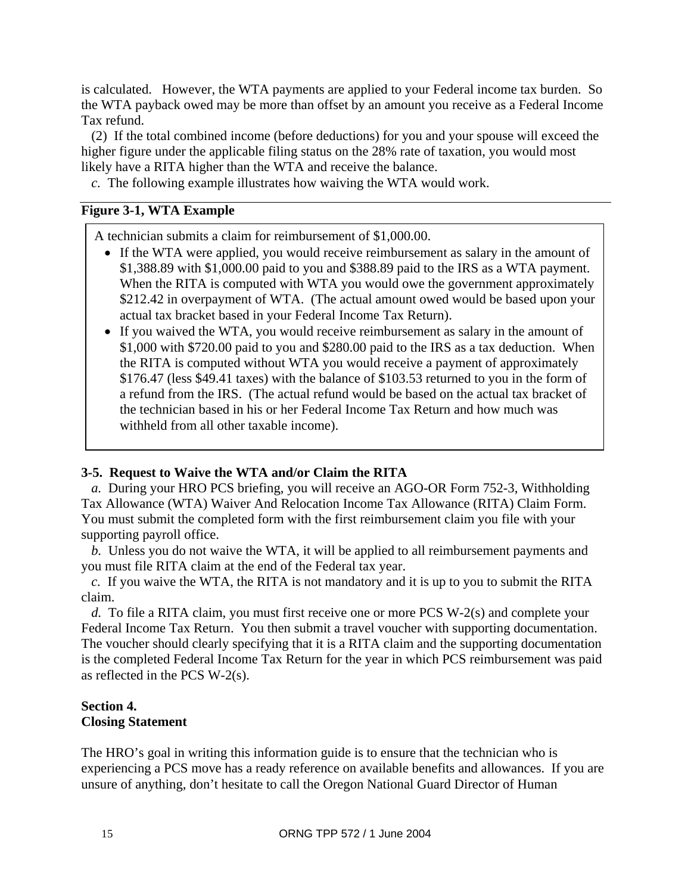is calculated. However, the WTA payments are applied to your Federal income tax burden. So the WTA payback owed may be more than offset by an amount you receive as a Federal Income Tax refund.

(2) If the total combined income (before deductions) for you and your spouse will exceed the higher figure under the applicable filing status on the 28% rate of taxation, you would most likely have a RITA higher than the WTA and receive the balance.

*c.* The following example illustrates how waiving the WTA would work.

**Figure 3-1, WTA Example**

A technician submits a claim for reimbursement of $1,000.00.

- If the WTA were applied, you would receive reimbursement as salary in the amount of $1,388.89 with $1,000.00 paid to you and $388.89 paid to the IRS as a WTA payment. When the RITA is computed with WTA you would owe the government approximately $212.42 in overpayment of WTA. (The actual amount owed would be based upon your actual tax bracket based in your Federal Income Tax Return).
- If you waived the WTA, you would receive reimbursement as salary in the amount of $1,000 with $720.00 paid to you and $280.00 paid to the IRS as a tax deduction. When the RITA is computed without WTA you would receive a payment of approximately $176.47 (less $49.41 taxes) with the balance of $103.53 returned to you in the form of a refund from the IRS. (The actual refund would be based on the actual tax bracket of the technician based in his or her Federal Income Tax Return and how much was withheld from all other taxable income).

**3-5. Request to Waive the WTA and/or Claim the RITA**

*a.* During your HRO PCS briefing, you will receive an AGO-OR Form 752-3, Withholding Tax Allowance (WTA) Waiver And Relocation Income Tax Allowance (RITA) Claim Form. You must submit the completed form with the first reimbursement claim you file with your supporting payroll office.

*b.* Unless you do not waive the WTA, it will be applied to all reimbursement payments and you must file RITA claim at the end of the Federal tax year.

*c.* If you waive the WTA, the RITA is not mandatory and it is up to you to submit the RITA claim.

*d.* To file a RITA claim, you must first receive one or more PCS W-2(s) and complete your Federal Income Tax Return. You then submit a travel voucher with supporting documentation. The voucher should clearly specifying that it is a RITA claim and the supporting documentation is the completed Federal Income Tax Return for the year in which PCS reimbursement was paid as reflected in the PCS W-2(s).

**Section 4.**
**Closing Statement**

The HRO's goal in writing this information guide is to ensure that the technician who is experiencing a PCS move has a ready reference on available benefits and allowances. If you are unsure of anything, don't hesitate to call the Oregon National Guard Director of Human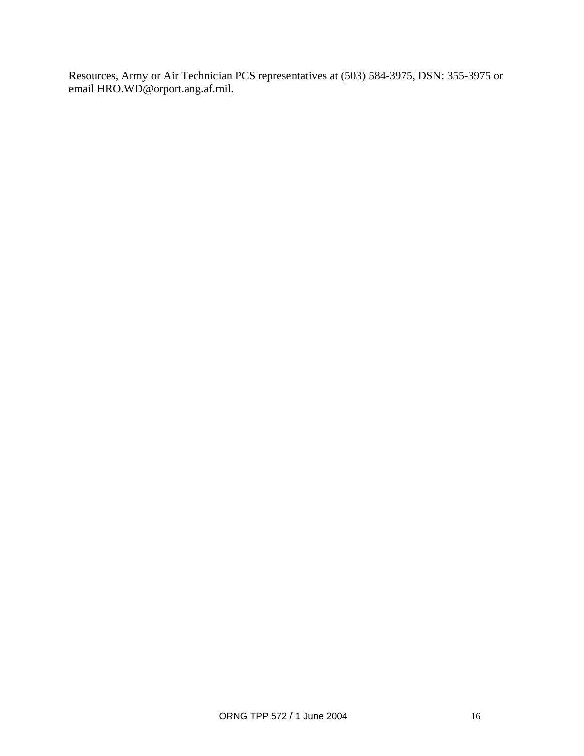Resources, Army or Air Technician PCS representatives at (503) 584-3975, DSN: 355-3975 or email HRO.WD@orport.ang.af.mil.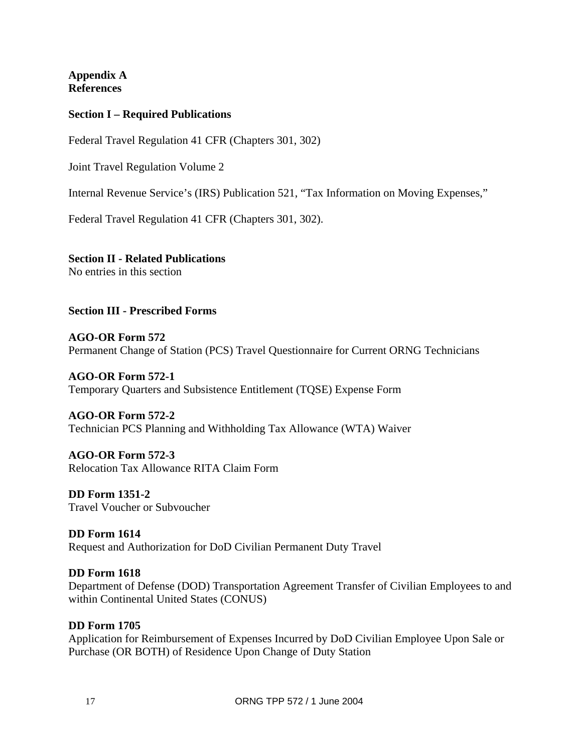**Appendix A**
**References**

**Section I – Required Publications**

Federal Travel Regulation 41 CFR (Chapters 301, 302)

Joint Travel Regulation Volume 2

Internal Revenue Service's (IRS) Publication 521, "Tax Information on Moving Expenses,"

Federal Travel Regulation 41 CFR (Chapters 301, 302).

**Section II - Related Publications**
No entries in this section

**Section III - Prescribed Forms**

**AGO-OR Form 572**
Permanent Change of Station (PCS) Travel Questionnaire for Current ORNG Technicians

**AGO-OR Form 572-1**
Temporary Quarters and Subsistence Entitlement (TQSE) Expense Form

**AGO-OR Form 572-2**
Technician PCS Planning and Withholding Tax Allowance (WTA) Waiver

**AGO-OR Form 572-3**
Relocation Tax Allowance RITA Claim Form

**DD Form 1351-2**
Travel Voucher or Subvoucher

**DD Form 1614**
Request and Authorization for DoD Civilian Permanent Duty Travel

**DD Form 1618**
Department of Defense (DOD) Transportation Agreement Transfer of Civilian Employees to and within Continental United States (CONUS)

**DD Form 1705**
Application for Reimbursement of Expenses Incurred by DoD Civilian Employee Upon Sale or Purchase (OR BOTH) of Residence Upon Change of Duty Station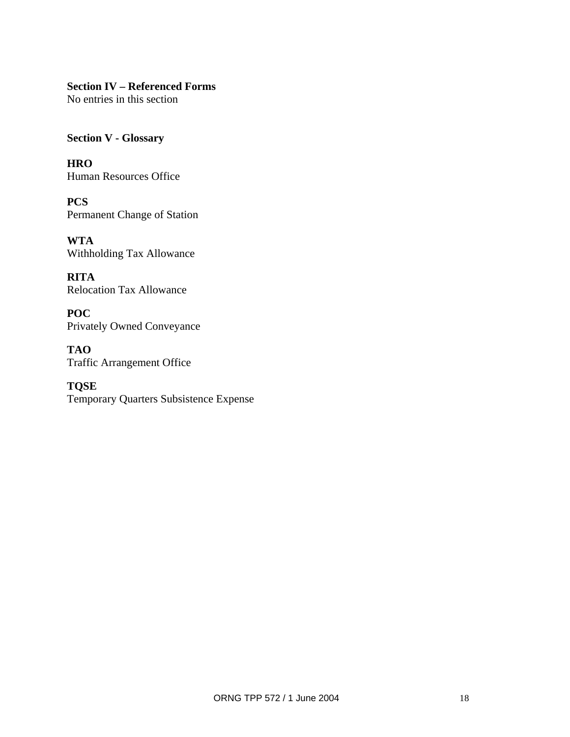## Section IV – Referenced Forms

No entries in this section

## Section V - Glossary

**HRO**
Human Resources Office

**PCS**
Permanent Change of Station

**WTA**
Withholding Tax Allowance

**RITA**
Relocation Tax Allowance

**POC**
Privately Owned Conveyance

**TAO**
Traffic Arrangement Office

**TQSE**
Temporary Quarters Subsistence Expense